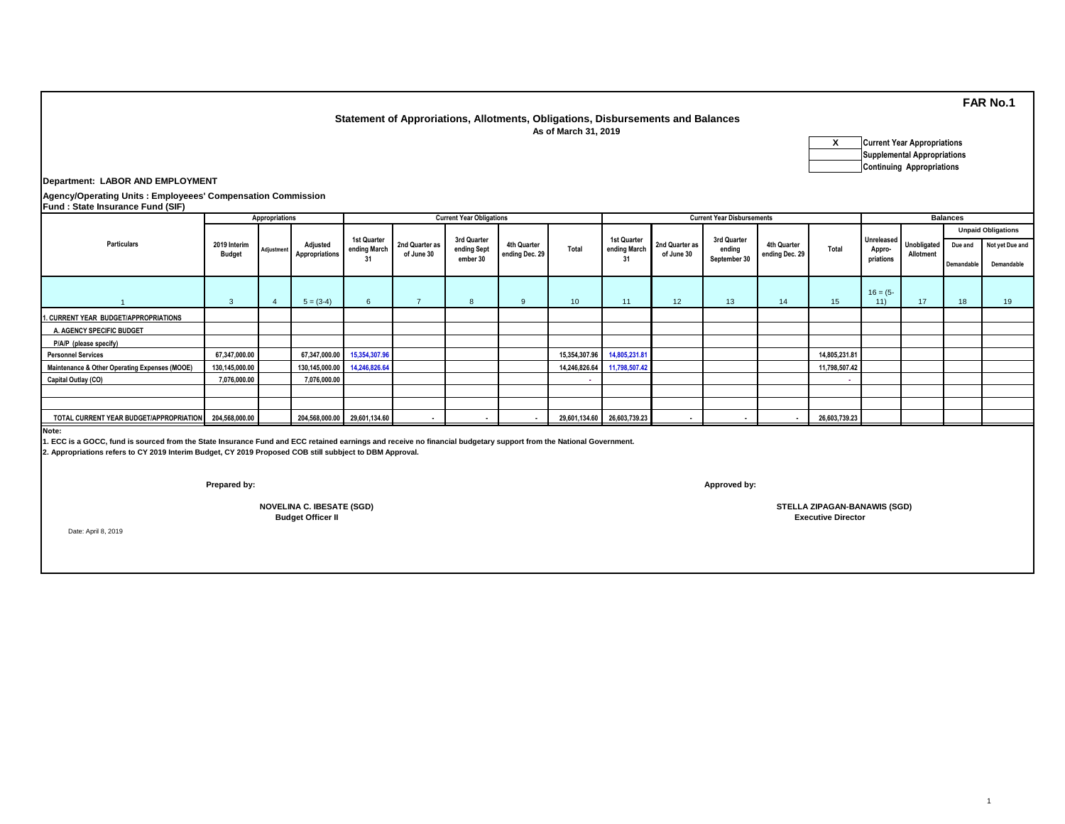**FAR No.1**

## Statement of Approriations, Allotments, Obligations, Disbursements and Balances

**As of March 31, 2019**

| | |
|---|---|
| X | Current Year Appropriations |
| | Supplemental Appropriations |
| | Continuing Appropriations |

**Department: LABOR AND EMPLOYMENT**

**Agency/Operating Units : Employeees' Compensation Commission**

**Fund : State Insurance Fund (SIF)**

| Particulars | Appropriations | | | Current Year Obligations | | | | | Current Year Disbursements | | | | | Balances | | | |
|---|---|---|---|---|---|---|---|---|---|---|---|---|---|---|---|---|---|
| | | | | | | | | | | | | | | | | Unpaid Obligations | |
| | 2019 Interim Budget | Adjustment | Adjusted Appropriations | 1st Quarter ending March 31 | 2nd Quarter as of June 30 | 3rd Quarter ending Sept ember 30 | 4th Quarter ending Dec. 29 | Total | 1st Quarter ending March 31 | 2nd Quarter as of June 30 | 3rd Quarter ending September 30 | 4th Quarter ending Dec. 29 | Total | Unreleased Appro-priations | Unobligated Allotment | Due and Demandable | Not yet Due and Demandable |
| 1 | 3 | 4 | 5 = (3-4) | 6 | 7 | 8 | 9 | 10 | 11 | 12 | 13 | 14 | 15 | 16 = (5-11) | 17 | 18 | 19 |
| 1. CURRENT YEAR BUDGET/APPROPRIATIONS | | | | | | | | | | | | | | | | | |
| A. AGENCY SPECIFIC BUDGET | | | | | | | | | | | | | | | | | |
| P/A/P (please specify) | | | | | | | | | | | | | | | | | |
| Personnel Services | 67,347,000.00 | | 67,347,000.00 | 15,354,307.96 | | | | 15,354,307.96 | 14,805,231.81 | | | | 14,805,231.81 | | | | |
| Maintenance & Other Operating Expenses (MOOE) | 130,145,000.00 | | 130,145,000.00 | 14,246,826.64 | | | | 14,246,826.64 | 11,798,507.42 | | | | 11,798,507.42 | | | | |
| Capital Outlay (CO) | 7,076,000.00 | | 7,076,000.00 | | | | | - | | | | | - | | | | |
| | | | | | | | | | | | | | | | | | |
| | | | | | | | | | | | | | | | | | |
| TOTAL CURRENT YEAR BUDGET/APPROPRIATION | 204,568,000.00 | | 204,568,000.00 | 29,601,134.60 | - | - | - | 29,601,134.60 | 26,603,739.23 | - | - | - | 26,603,739.23 | | | | |

**Note:**

**1. ECC is a GOCC, fund is sourced from the State Insurance Fund and ECC retained earnings and receive no financial budgetary support from the National Government.**

**2. Appropriations refers to CY 2019 Interim Budget, CY 2019 Proposed COB still subbject to DBM Approval.**

**Prepared by:**

**NOVELINA C. IBESATE (SGD)**
**Budget Officer II**

**Approved by:**

**STELLA ZIPAGAN-BANAWIS (SGD)**
**Executive Director**

Date: April 8, 2019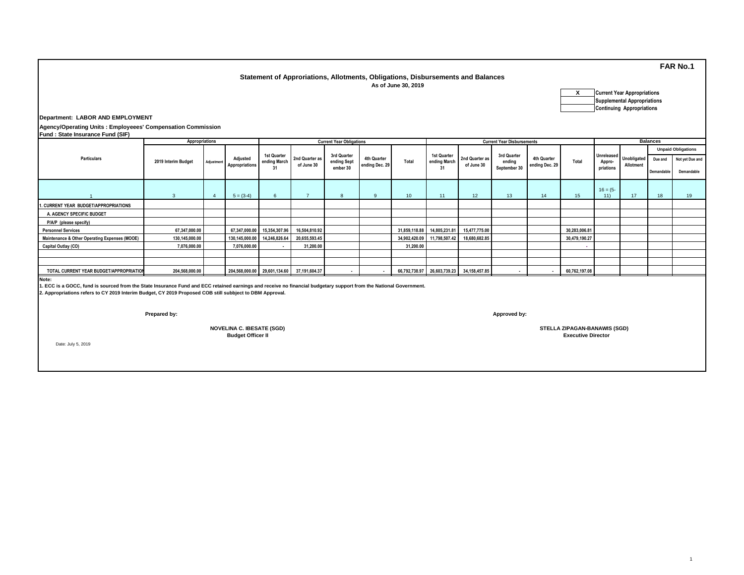**FAR No.1**

## Statement of Approriations, Allotments, Obligations, Disbursements and Balances

**As of June 30, 2019**

| | |
|---|---|
| X | Current Year Appropriations |
| | Supplemental Appropriations |
| | Continuing Appropriations |

**Department: LABOR AND EMPLOYMENT**

**Agency/Operating Units : Employeees' Compensation Commission**

**Fund : State Insurance Fund (SIF)**

| Particulars | Appropriations | | | Current Year Obligations | | | | | Current Year Disbursements | | | | | Balances | | | |
|---|---|---|---|---|---|---|---|---|---|---|---|---|---|---|---|---|---|
| | | | | | | | | | | | | | | | | Unpaid Obligations | |
| | 2019 Interim Budget | Adjustment | Adjusted Appropriations | 1st Quarter ending March 31 | 2nd Quarter as of June 30 | 3rd Quarter ending Sept ember 30 | 4th Quarter ending Dec. 29 | Total | 1st Quarter ending March 31 | 2nd Quarter as of June 30 | 3rd Quarter ending September 30 | 4th Quarter ending Dec. 29 | Total | Unreleased Appro- priations | Unobligated Allotment | Due and Demandable | Not yet Due and Demandable |
| 1 | 3 | 4 | 5 = (3-4) | 6 | 7 | 8 | 9 | 10 | 11 | 12 | 13 | 14 | 15 | 16 = (5-11) | 17 | 18 | 19 |
| 1. CURRENT YEAR BUDGET/APPROPRIATIONS | | | | | | | | | | | | | | | | | |
| A. AGENCY SPECIFIC BUDGET | | | | | | | | | | | | | | | | | |
| P/A/P (please specify) | | | | | | | | | | | | | | | | | |
| Personnel Services | 67,347,000.00 | | 67,347,000.00 | 15,354,307.96 | 16,504,810.92 | | | 31,859,118.88 | 14,805,231.81 | 15,477,775.00 | | | 30,283,006.81 | | | | |
| Maintenance & Other Operating Expenses (MOOE) | 130,145,000.00 | | 130,145,000.00 | 14,246,826.64 | 20,655,593.45 | | | 34,902,420.09 | 11,798,507.42 | 18,680,682.85 | | | 30,479,190.27 | | | | |
| Capital Outlay (CO) | 7,076,000.00 | | 7,076,000.00 | - | 31,200.00 | | | 31,200.00 | | | | | - | | | | |
| | | | | | | | | | | | | | | | | | |
| | | | | | | | | | | | | | | | | | |
| TOTAL CURRENT YEAR BUDGET/APPROPRIATION | 204,568,000.00 | | 204,568,000.00 | 29,601,134.60 | 37,191,604.37 | - | - | 66,792,738.97 | 26,603,739.23 | 34,158,457.85 | - | - | 60,762,197.08 | | | | |

**Note:**

**1. ECC is a GOCC, fund is sourced from the State Insurance Fund and ECC retained earnings and receive no financial budgetary support from the National Government.**

**2. Appropriations refers to CY 2019 Interim Budget, CY 2019 Proposed COB still subbject to DBM Approval.**

**Prepared by:**

**NOVELINA C. IBESATE (SGD)**
**Budget Officer II**

**Approved by:**

**STELLA ZIPAGAN-BANAWIS (SGD)**
**Executive Director**

Date: July 5, 2019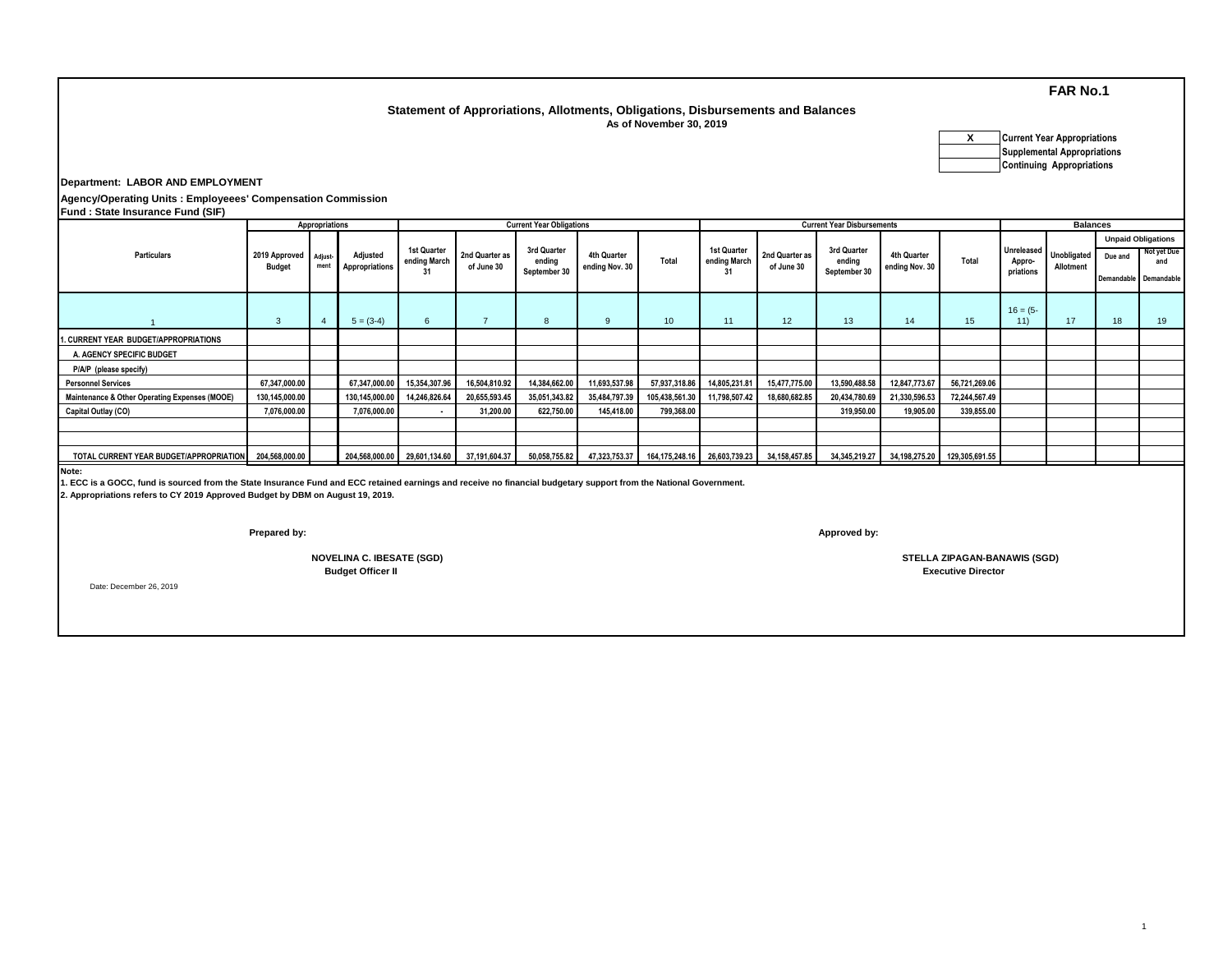**FAR No.1**

## Statement of Approriations, Allotments, Obligations, Disbursements and Balances

As of November 30, 2019

| | |
|---|---|
| X | Current Year Appropriations |
| | Supplemental Appropriations |
| | Continuing Appropriations |

**Department: LABOR AND EMPLOYMENT**

**Agency/Operating Units : Employeees' Compensation Commission**

**Fund : State Insurance Fund (SIF)**

| Particulars | Appropriations | | | Current Year Obligations | | | | | Current Year Disbursements | | | | | Balances | | | |
|---|---|---|---|---|---|---|---|---|---|---|---|---|---|---|---|---|---|
| | 2019 Approved Budget | Adjust-ment | Adjusted Appropriations | 1st Quarter ending March 31 | 2nd Quarter as of June 30 | 3rd Quarter ending September 30 | 4th Quarter ending Nov. 30 | Total | 1st Quarter ending March 31 | 2nd Quarter as of June 30 | 3rd Quarter ending September 30 | 4th Quarter ending Nov. 30 | Total | Unreleased Appro-priations | Unobligated Allotment | Unpaid Obligations: Due and Demandable | Unpaid Obligations: Not yet Due and Demandable |
| 1 | 3 | 4 | 5 = (3-4) | 6 | 7 | 8 | 9 | 10 | 11 | 12 | 13 | 14 | 15 | 16 = (5-11) | 17 | 18 | 19 |
| 1. CURRENT YEAR BUDGET/APPROPRIATIONS | | | | | | | | | | | | | | | | | |
| A. AGENCY SPECIFIC BUDGET | | | | | | | | | | | | | | | | | |
| P/A/P (please specify) | | | | | | | | | | | | | | | | | |
| Personnel Services | 67,347,000.00 | | 67,347,000.00 | 15,354,307.96 | 16,504,810.92 | 14,384,662.00 | 11,693,537.98 | 57,937,318.86 | 14,805,231.81 | 15,477,775.00 | 13,590,488.58 | 12,847,773.67 | 56,721,269.06 | | | | |
| Maintenance & Other Operating Expenses (MOOE) | 130,145,000.00 | | 130,145,000.00 | 14,246,826.64 | 20,655,593.45 | 35,051,343.82 | 35,484,797.39 | 105,438,561.30 | 11,798,507.42 | 18,680,682.85 | 20,434,780.69 | 21,330,596.53 | 72,244,567.49 | | | | |
| Capital Outlay (CO) | 7,076,000.00 | | 7,076,000.00 | - | 31,200.00 | 622,750.00 | 145,418.00 | 799,368.00 | | | 319,950.00 | 19,905.00 | 339,855.00 | | | | |
| | | | | | | | | | | | | | | | | | |
| | | | | | | | | | | | | | | | | | |
| TOTAL CURRENT YEAR BUDGET/APPROPRIATION | 204,568,000.00 | | 204,568,000.00 | 29,601,134.60 | 37,191,604.37 | 50,058,755.82 | 47,323,753.37 | 164,175,248.16 | 26,603,739.23 | 34,158,457.85 | 34,345,219.27 | 34,198,275.20 | 129,305,691.55 | | | | |

**Note:**

**1. ECC is a GOCC, fund is sourced from the State Insurance Fund and ECC retained earnings and receive no financial budgetary support from the National Government.**

**2. Appropriations refers to CY 2019 Approved Budget by DBM on August 19, 2019.**

**Prepared by:**

**NOVELINA C. IBESATE (SGD)**
**Budget Officer II**

**Approved by:**

**STELLA ZIPAGAN-BANAWIS (SGD)**
**Executive Director**

Date: December 26, 2019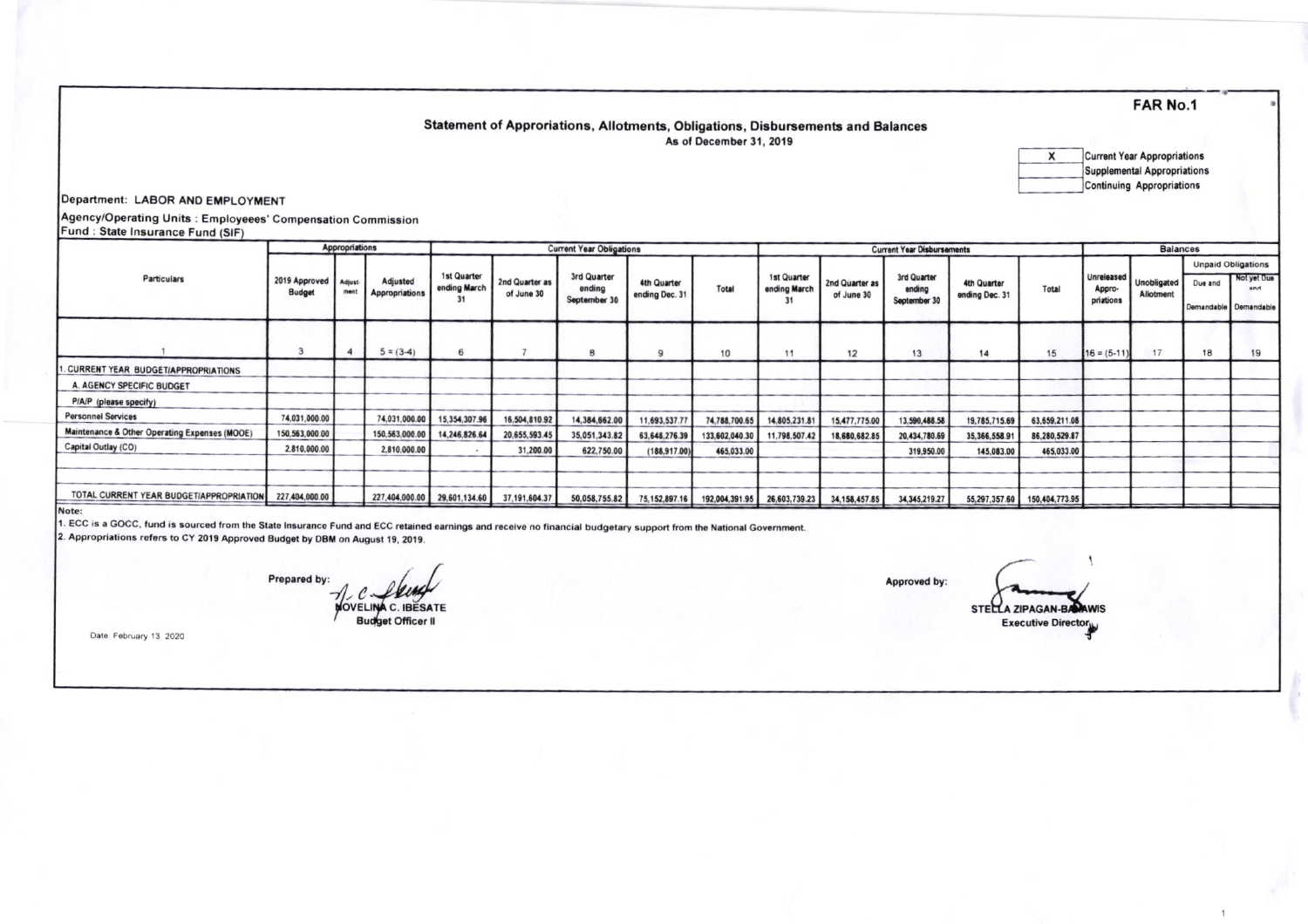**FAR No.1**

## Statement of Approriations, Allotments, Obligations, Disbursements and Balances

As of December 31, 2019

| | |
|---|---|
| X | Current Year Appropriations |
| | Supplemental Appropriations |
| | Continuing Appropriations |

Department: LABOR AND EMPLOYMENT

Agency/Operating Units : Employeees' Compensation Commission

Fund : State Insurance Fund (SIF)

| Particulars | Appropriations | | | Current Year Obligations | | | | | Current Year Disbursements | | | | | Balances | | | |
|---|---|---|---|---|---|---|---|---|---|---|---|---|---|---|---|---|---|
| | | | | | | | | | | | | | | | | Unpaid Obligations | |
| | 2019 Approved Budget | Adjust-ment | Adjusted Appropriations | 1st Quarter ending March 31 | 2nd Quarter as of June 30 | 3rd Quarter ending September 30 | 4th Quarter ending Dec. 31 | Total | 1st Quarter ending March 31 | 2nd Quarter as of June 30 | 3rd Quarter ending September 30 | 4th Quarter ending Dec. 31 | Total | Unreleased Appro-priations | Unobligated Allotment | Due and Demandable | Not yet Due and Demandable |
| 1 | 3 | 4 | 5 = (3-4) | 6 | 7 | 8 | 9 | 10 | 11 | 12 | 13 | 14 | 15 | 16 = (5-11) | 17 | 18 | 19 |
| 1. CURRENT YEAR BUDGET/APPROPRIATIONS | | | | | | | | | | | | | | | | | |
| A. AGENCY SPECIFIC BUDGET | | | | | | | | | | | | | | | | | |
| P/A/P (please specify) | | | | | | | | | | | | | | | | | |
| Personnel Services | 74,031,000.00 | | 74,031,000.00 | 15,354,307.96 | 16,504,810.92 | 14,384,662.00 | 11,693,537.77 | 74,788,700.65 | 14,805,231.81 | 15,477,775.00 | 13,590,488.58 | 19,785,715.69 | 63,659,211.08 | | | | |
| Maintenance & Other Operating Expenses (MOOE) | 150,563,000.00 | | 150,563,000.00 | 14,246,826.64 | 20,655,593.45 | 35,051,343.82 | 63,648,276.39 | 133,602,040.30 | 11,798,507.42 | 18,680,682.85 | 20,434,780.69 | 35,366,558.91 | 86,280,529.87 | | | | |
| Capital Outlay (CO) | 2,810,000.00 | | 2,810,000.00 | - | 31,200.00 | 622,750.00 | (188,917.00) | 465,033.00 | | | 319,950.00 | 145,083.00 | 465,033.00 | | | | |
| | | | | | | | | | | | | | | | | | |
| TOTAL CURRENT YEAR BUDGET/APPROPRIATION | 227,404,000.00 | | 227,404,000.00 | 29,601,134.60 | 37,191,604.37 | 50,058,755.82 | 75,152,897.16 | 192,004,391.95 | 26,603,739.23 | 34,158,457.85 | 34,345,219.27 | 55,297,357.60 | 150,404,773.95 | | | | |

Note:

1. ECC is a GOCC, fund is sourced from the State Insurance Fund and ECC retained earnings and receive no financial budgetary support from the National Government.
2. Appropriations refers to CY 2019 Approved Budget by DBM on August 19, 2019.

Prepared by:

NOVELINA C. IBESATE
Budget Officer II

Approved by:

STELLA ZIPAGAN-BANAWIS
Executive Director

Date: February 13, 2020